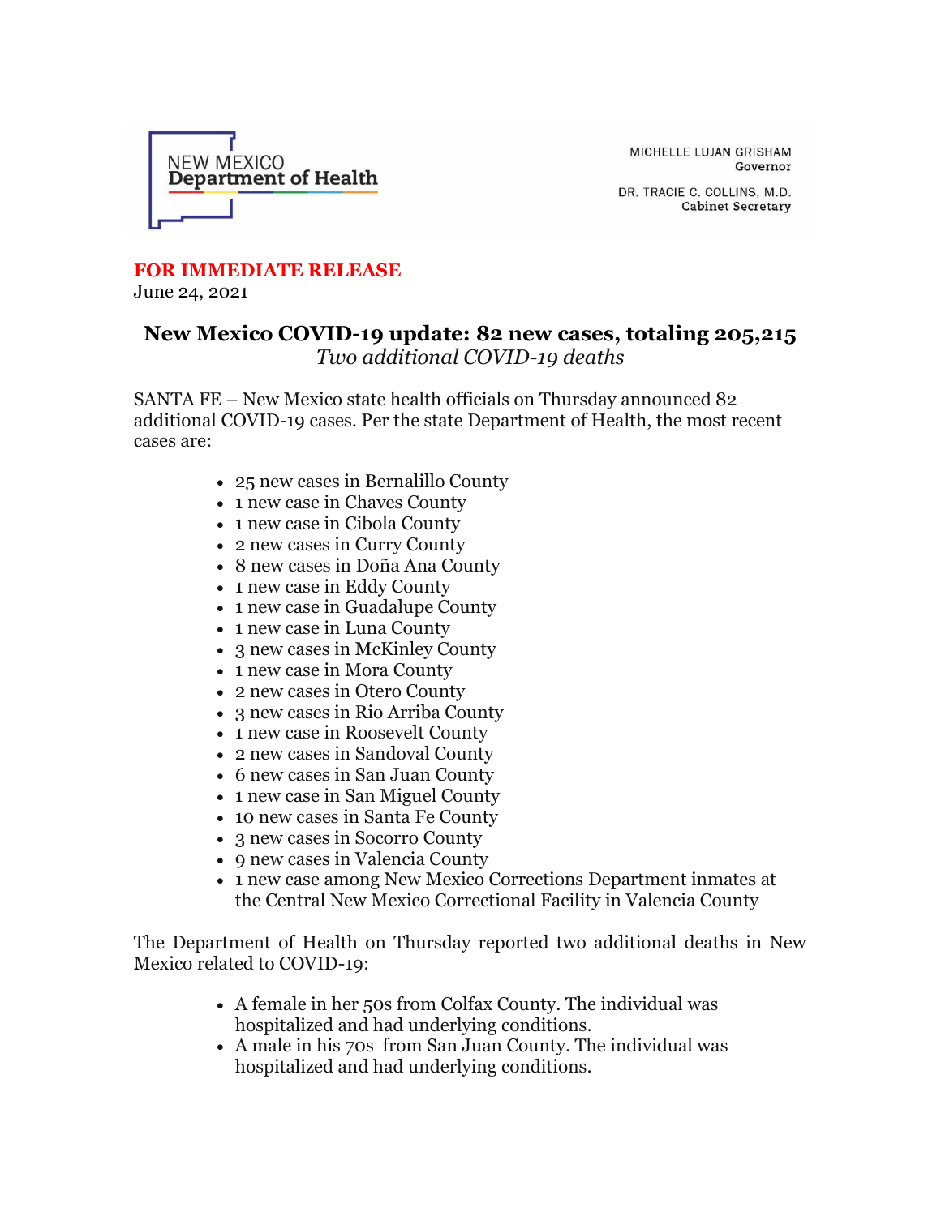NEW MEXICO
**Department of Health**

MICHELLE LUJAN GRISHAM
**Governor**

DR. TRACIE C. COLLINS, M.D.
**Cabinet Secretary**

**FOR IMMEDIATE RELEASE**
June 24, 2021

# New Mexico COVID-19 update: 82 new cases, totaling 205,215

*Two additional COVID-19 deaths*

SANTA FE – New Mexico state health officials on Thursday announced 82 additional COVID-19 cases. Per the state Department of Health, the most recent cases are:

- 25 new cases in Bernalillo County
- 1 new case in Chaves County
- 1 new case in Cibola County
- 2 new cases in Curry County
- 8 new cases in Doña Ana County
- 1 new case in Eddy County
- 1 new case in Guadalupe County
- 1 new case in Luna County
- 3 new cases in McKinley County
- 1 new case in Mora County
- 2 new cases in Otero County
- 3 new cases in Rio Arriba County
- 1 new case in Roosevelt County
- 2 new cases in Sandoval County
- 6 new cases in San Juan County
- 1 new case in San Miguel County
- 10 new cases in Santa Fe County
- 3 new cases in Socorro County
- 9 new cases in Valencia County
- 1 new case among New Mexico Corrections Department inmates at the Central New Mexico Correctional Facility in Valencia County

The Department of Health on Thursday reported two additional deaths in New Mexico related to COVID-19:

- A female in her 50s from Colfax County. The individual was hospitalized and had underlying conditions.
- A male in his 70s from San Juan County. The individual was hospitalized and had underlying conditions.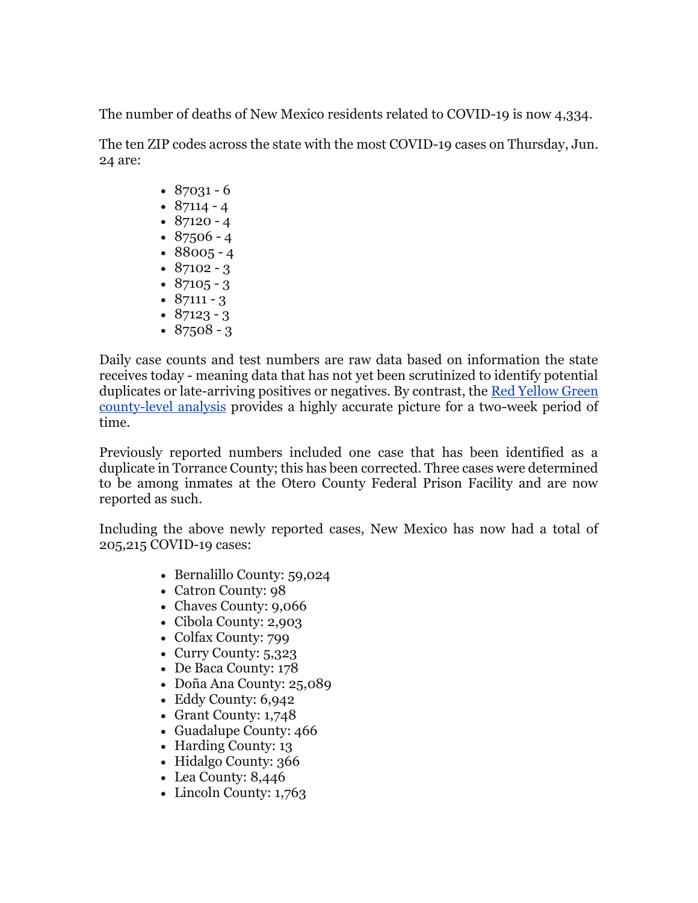The number of deaths of New Mexico residents related to COVID-19 is now 4,334.

The ten ZIP codes across the state with the most COVID-19 cases on Thursday, Jun. 24 are:

- 87031 - 6
- 87114 - 4
- 87120 - 4
- 87506 - 4
- 88005 - 4
- 87102 - 3
- 87105 - 3
- 87111 - 3
- 87123 - 3
- 87508 - 3

Daily case counts and test numbers are raw data based on information the state receives today - meaning data that has not yet been scrutinized to identify potential duplicates or late-arriving positives or negatives. By contrast, the [Red Yellow Green county-level analysis]() provides a highly accurate picture for a two-week period of time.

Previously reported numbers included one case that has been identified as a duplicate in Torrance County; this has been corrected. Three cases were determined to be among inmates at the Otero County Federal Prison Facility and are now reported as such.

Including the above newly reported cases, New Mexico has now had a total of 205,215 COVID-19 cases:

- Bernalillo County: 59,024
- Catron County: 98
- Chaves County: 9,066
- Cibola County: 2,903
- Colfax County: 799
- Curry County: 5,323
- De Baca County: 178
- Doña Ana County: 25,089
- Eddy County: 6,942
- Grant County: 1,748
- Guadalupe County: 466
- Harding County: 13
- Hidalgo County: 366
- Lea County: 8,446
- Lincoln County: 1,763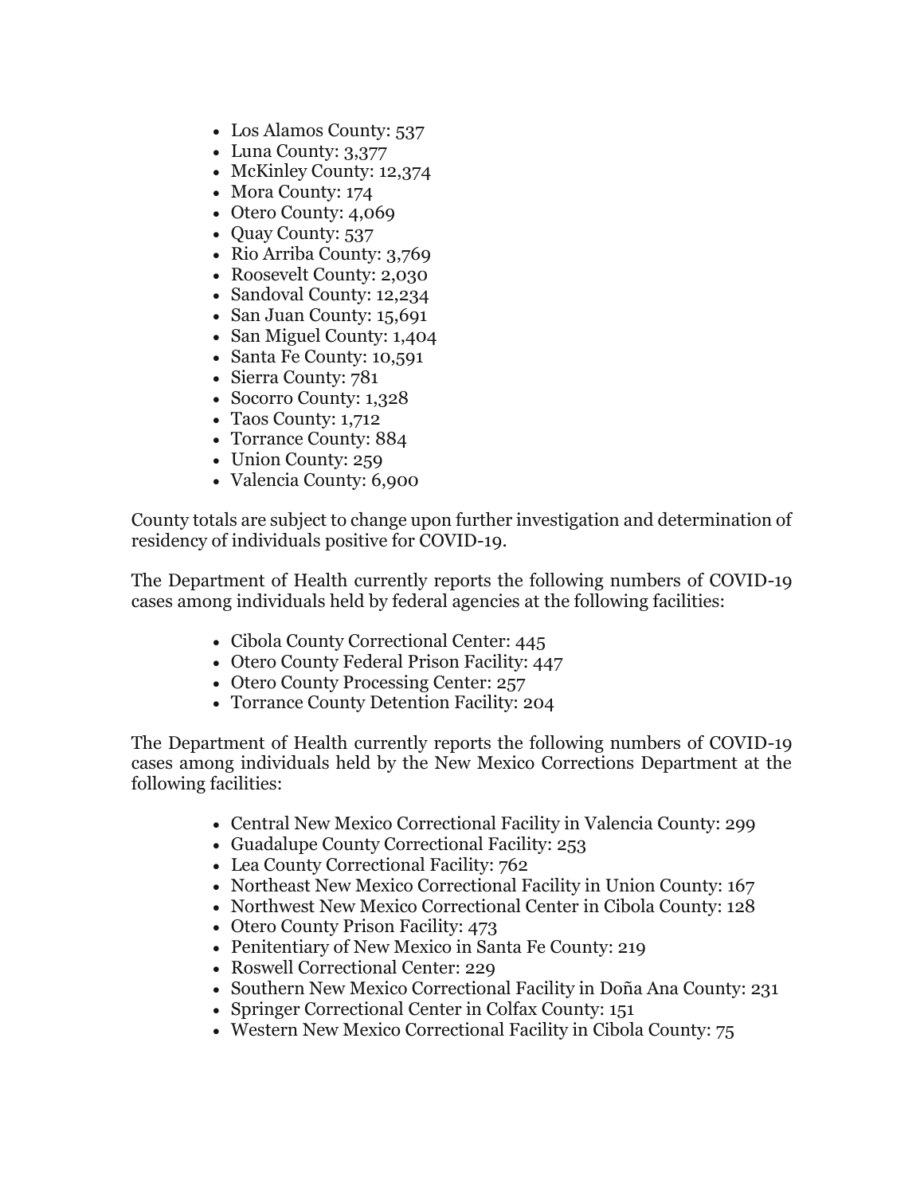- Los Alamos County: 537
- Luna County: 3,377
- McKinley County: 12,374
- Mora County: 174
- Otero County: 4,069
- Quay County: 537
- Rio Arriba County: 3,769
- Roosevelt County: 2,030
- Sandoval County: 12,234
- San Juan County: 15,691
- San Miguel County: 1,404
- Santa Fe County: 10,591
- Sierra County: 781
- Socorro County: 1,328
- Taos County: 1,712
- Torrance County: 884
- Union County: 259
- Valencia County: 6,900

County totals are subject to change upon further investigation and determination of residency of individuals positive for COVID-19.

The Department of Health currently reports the following numbers of COVID-19 cases among individuals held by federal agencies at the following facilities:

- Cibola County Correctional Center: 445
- Otero County Federal Prison Facility: 447
- Otero County Processing Center: 257
- Torrance County Detention Facility: 204

The Department of Health currently reports the following numbers of COVID-19 cases among individuals held by the New Mexico Corrections Department at the following facilities:

- Central New Mexico Correctional Facility in Valencia County: 299
- Guadalupe County Correctional Facility: 253
- Lea County Correctional Facility: 762
- Northeast New Mexico Correctional Facility in Union County: 167
- Northwest New Mexico Correctional Center in Cibola County: 128
- Otero County Prison Facility: 473
- Penitentiary of New Mexico in Santa Fe County: 219
- Roswell Correctional Center: 229
- Southern New Mexico Correctional Facility in Doña Ana County: 231
- Springer Correctional Center in Colfax County: 151
- Western New Mexico Correctional Facility in Cibola County: 75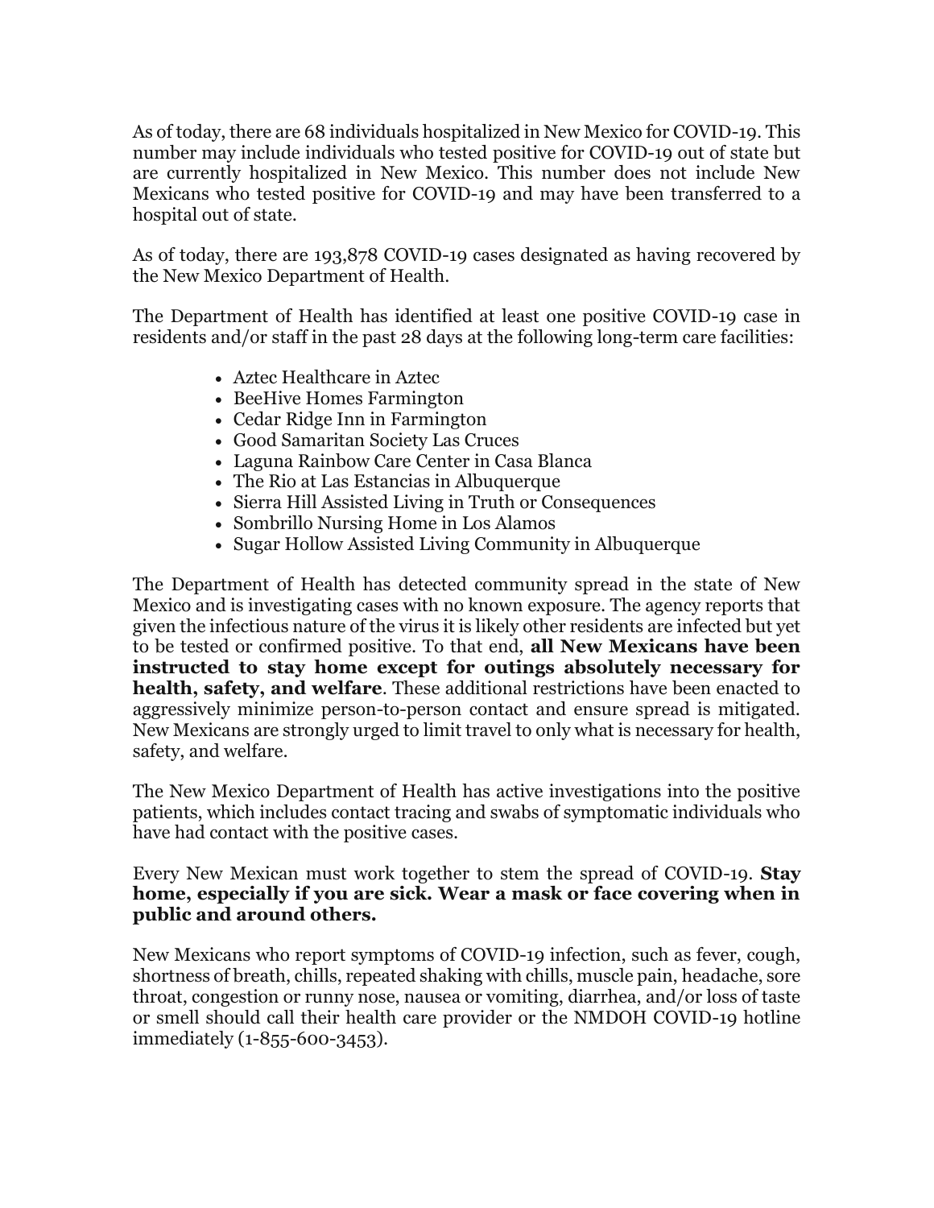As of today, there are 68 individuals hospitalized in New Mexico for COVID-19. This number may include individuals who tested positive for COVID-19 out of state but are currently hospitalized in New Mexico. This number does not include New Mexicans who tested positive for COVID-19 and may have been transferred to a hospital out of state.

As of today, there are 193,878 COVID-19 cases designated as having recovered by the New Mexico Department of Health.

The Department of Health has identified at least one positive COVID-19 case in residents and/or staff in the past 28 days at the following long-term care facilities:

- Aztec Healthcare in Aztec
- BeeHive Homes Farmington
- Cedar Ridge Inn in Farmington
- Good Samaritan Society Las Cruces
- Laguna Rainbow Care Center in Casa Blanca
- The Rio at Las Estancias in Albuquerque
- Sierra Hill Assisted Living in Truth or Consequences
- Sombrillo Nursing Home in Los Alamos
- Sugar Hollow Assisted Living Community in Albuquerque

The Department of Health has detected community spread in the state of New Mexico and is investigating cases with no known exposure. The agency reports that given the infectious nature of the virus it is likely other residents are infected but yet to be tested or confirmed positive. To that end, **all New Mexicans have been instructed to stay home except for outings absolutely necessary for health, safety, and welfare**. These additional restrictions have been enacted to aggressively minimize person-to-person contact and ensure spread is mitigated. New Mexicans are strongly urged to limit travel to only what is necessary for health, safety, and welfare.

The New Mexico Department of Health has active investigations into the positive patients, which includes contact tracing and swabs of symptomatic individuals who have had contact with the positive cases.

Every New Mexican must work together to stem the spread of COVID-19. **Stay home, especially if you are sick. Wear a mask or face covering when in public and around others.**

New Mexicans who report symptoms of COVID-19 infection, such as fever, cough, shortness of breath, chills, repeated shaking with chills, muscle pain, headache, sore throat, congestion or runny nose, nausea or vomiting, diarrhea, and/or loss of taste or smell should call their health care provider or the NMDOH COVID-19 hotline immediately (1-855-600-3453).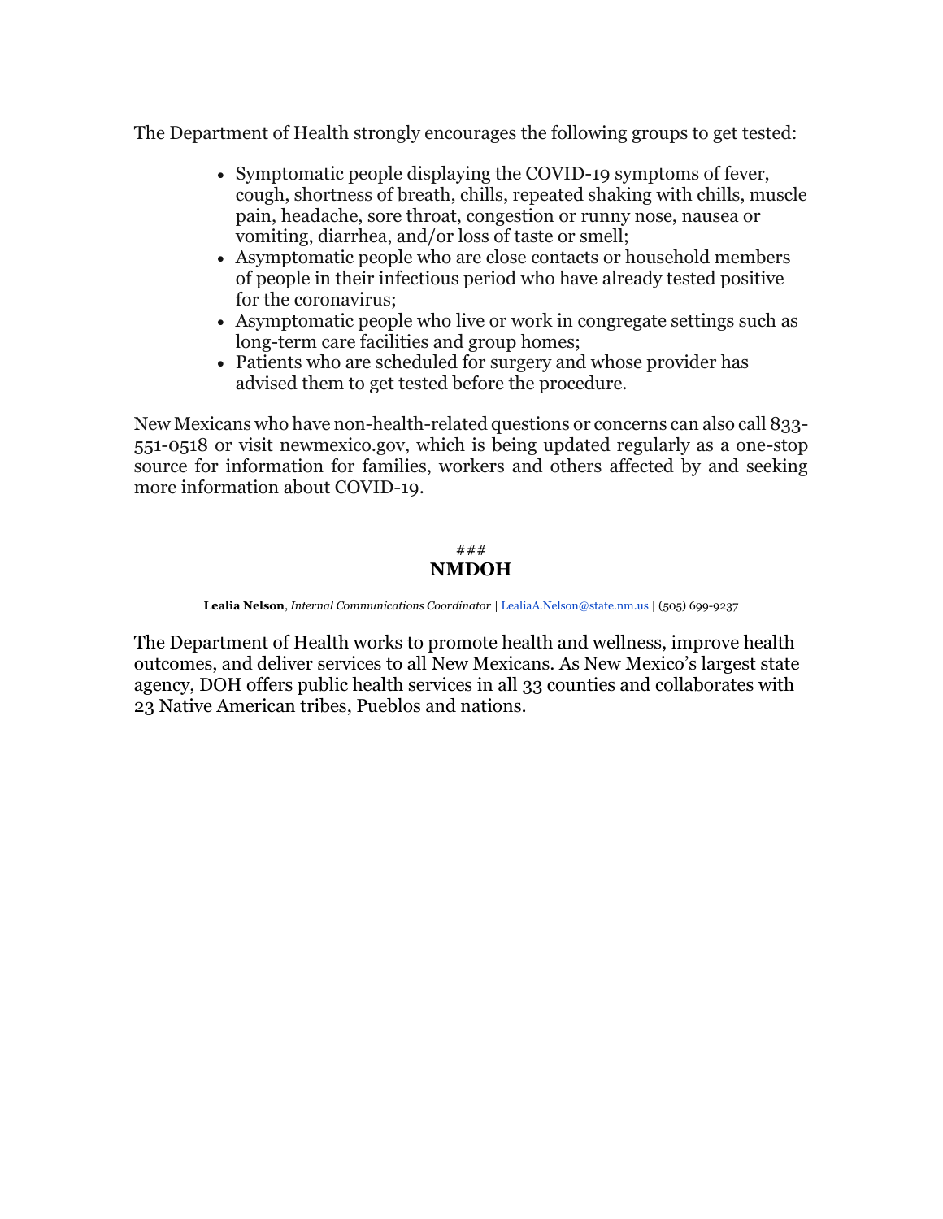The Department of Health strongly encourages the following groups to get tested:

- Symptomatic people displaying the COVID-19 symptoms of fever, cough, shortness of breath, chills, repeated shaking with chills, muscle pain, headache, sore throat, congestion or runny nose, nausea or vomiting, diarrhea, and/or loss of taste or smell;
- Asymptomatic people who are close contacts or household members of people in their infectious period who have already tested positive for the coronavirus;
- Asymptomatic people who live or work in congregate settings such as long-term care facilities and group homes;
- Patients who are scheduled for surgery and whose provider has advised them to get tested before the procedure.

New Mexicans who have non-health-related questions or concerns can also call 833-551-0518 or visit newmexico.gov, which is being updated regularly as a one-stop source for information for families, workers and others affected by and seeking more information about COVID-19.

###

**NMDOH**

**Lealia Nelson**, *Internal Communications Coordinator* | LealiaA.Nelson@state.nm.us | (505) 699-9237

The Department of Health works to promote health and wellness, improve health outcomes, and deliver services to all New Mexicans. As New Mexico's largest state agency, DOH offers public health services in all 33 counties and collaborates with 23 Native American tribes, Pueblos and nations.